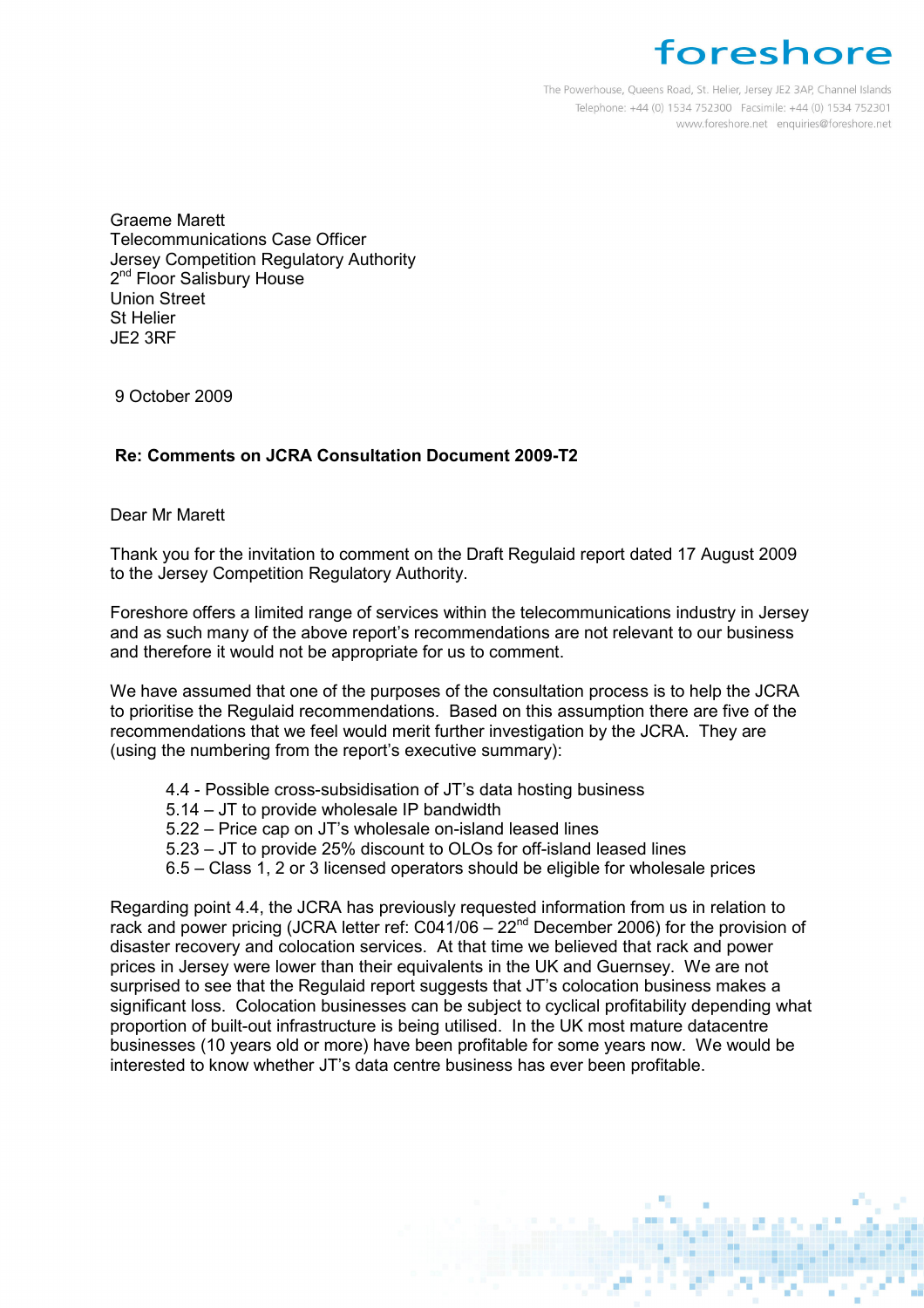foreshore

The Powerhouse, Queens Road, St. Helier, Jersey JE2 3AP, Channel Islands
Telephone: +44 (0) 1534 752300 Facsimile: +44 (0) 1534 752301
www.foreshore.net enquiries@foreshore.net

Graeme Marett
Telecommunications Case Officer
Jersey Competition Regulatory Authority
2nd Floor Salisbury House
Union Street
St Helier
JE2 3RF

9 October 2009

**Re: Comments on JCRA Consultation Document 2009-T2**

Dear Mr Marett

Thank you for the invitation to comment on the Draft Regulaid report dated 17 August 2009 to the Jersey Competition Regulatory Authority.

Foreshore offers a limited range of services within the telecommunications industry in Jersey and as such many of the above report's recommendations are not relevant to our business and therefore it would not be appropriate for us to comment.

We have assumed that one of the purposes of the consultation process is to help the JCRA to prioritise the Regulaid recommendations. Based on this assumption there are five of the recommendations that we feel would merit further investigation by the JCRA. They are (using the numbering from the report's executive summary):

- 4.4 - Possible cross-subsidisation of JT's data hosting business
- 5.14 – JT to provide wholesale IP bandwidth
- 5.22 – Price cap on JT's wholesale on-island leased lines
- 5.23 – JT to provide 25% discount to OLOs for off-island leased lines
- 6.5 – Class 1, 2 or 3 licensed operators should be eligible for wholesale prices

Regarding point 4.4, the JCRA has previously requested information from us in relation to rack and power pricing (JCRA letter ref: C041/06 – 22nd December 2006) for the provision of disaster recovery and colocation services. At that time we believed that rack and power prices in Jersey were lower than their equivalents in the UK and Guernsey. We are not surprised to see that the Regulaid report suggests that JT's colocation business makes a significant loss. Colocation businesses can be subject to cyclical profitability depending what proportion of built-out infrastructure is being utilised. In the UK most mature datacentre businesses (10 years old or more) have been profitable for some years now. We would be interested to know whether JT's data centre business has ever been profitable.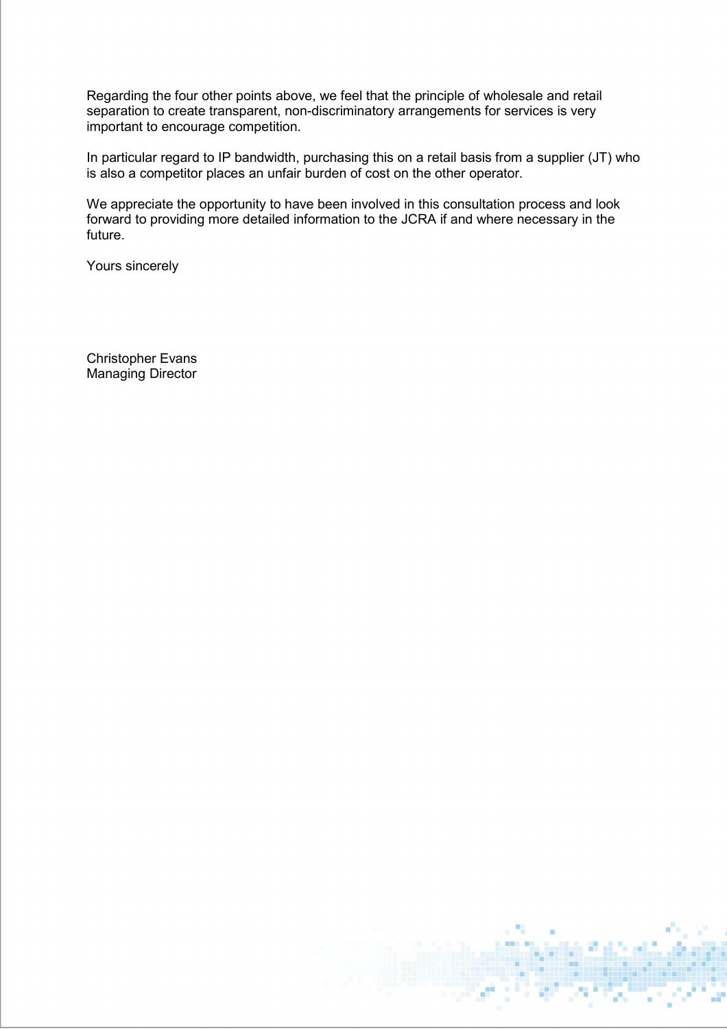Regarding the four other points above, we feel that the principle of wholesale and retail separation to create transparent, non-discriminatory arrangements for services is very important to encourage competition.

In particular regard to IP bandwidth, purchasing this on a retail basis from a supplier (JT) who is also a competitor places an unfair burden of cost on the other operator.

We appreciate the opportunity to have been involved in this consultation process and look forward to providing more detailed information to the JCRA if and where necessary in the future.

Yours sincerely

Christopher Evans
Managing Director